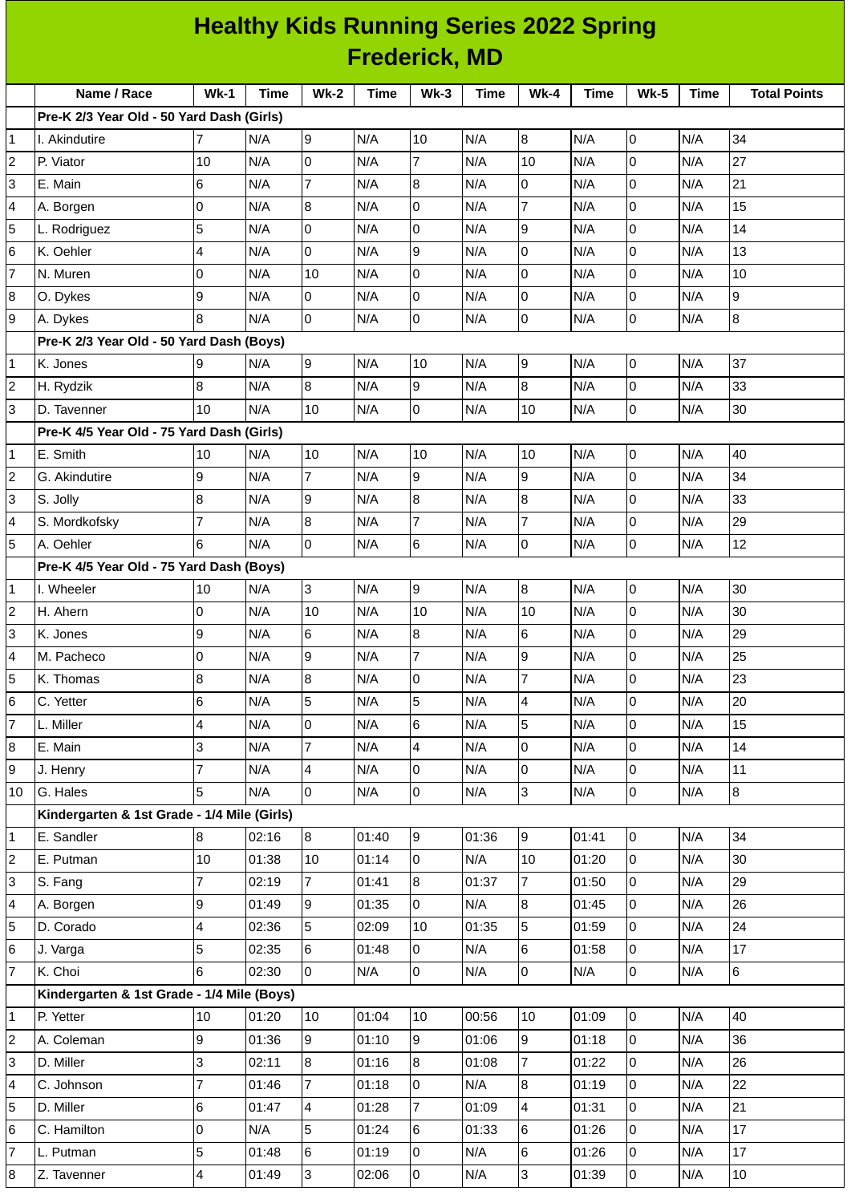# Healthy Kids Running Series 2022 Spring
## Frederick, MD

| | Name / Race | Wk-1 | Time | Wk-2 | Time | Wk-3 | Time | Wk-4 | Time | Wk-5 | Time | Total Points |
|---|---|---|---|---|---|---|---|---|---|---|---|---|
| | **Pre-K 2/3 Year Old - 50 Yard Dash (Girls)** | | | | | | | | | | | |
| 1 | I. Akindutire | 7 | N/A | 9 | N/A | 10 | N/A | 8 | N/A | 0 | N/A | 34 |
| 2 | P. Viator | 10 | N/A | 0 | N/A | 7 | N/A | 10 | N/A | 0 | N/A | 27 |
| 3 | E. Main | 6 | N/A | 7 | N/A | 8 | N/A | 0 | N/A | 0 | N/A | 21 |
| 4 | A. Borgen | 0 | N/A | 8 | N/A | 0 | N/A | 7 | N/A | 0 | N/A | 15 |
| 5 | L. Rodriguez | 5 | N/A | 0 | N/A | 0 | N/A | 9 | N/A | 0 | N/A | 14 |
| 6 | K. Oehler | 4 | N/A | 0 | N/A | 9 | N/A | 0 | N/A | 0 | N/A | 13 |
| 7 | N. Muren | 0 | N/A | 10 | N/A | 0 | N/A | 0 | N/A | 0 | N/A | 10 |
| 8 | O. Dykes | 9 | N/A | 0 | N/A | 0 | N/A | 0 | N/A | 0 | N/A | 9 |
| 9 | A. Dykes | 8 | N/A | 0 | N/A | 0 | N/A | 0 | N/A | 0 | N/A | 8 |
| | **Pre-K 2/3 Year Old - 50 Yard Dash (Boys)** | | | | | | | | | | | |
| 1 | K. Jones | 9 | N/A | 9 | N/A | 10 | N/A | 9 | N/A | 0 | N/A | 37 |
| 2 | H. Rydzik | 8 | N/A | 8 | N/A | 9 | N/A | 8 | N/A | 0 | N/A | 33 |
| 3 | D. Tavenner | 10 | N/A | 10 | N/A | 0 | N/A | 10 | N/A | 0 | N/A | 30 |
| | **Pre-K 4/5 Year Old - 75 Yard Dash (Girls)** | | | | | | | | | | | |
| 1 | E. Smith | 10 | N/A | 10 | N/A | 10 | N/A | 10 | N/A | 0 | N/A | 40 |
| 2 | G. Akindutire | 9 | N/A | 7 | N/A | 9 | N/A | 9 | N/A | 0 | N/A | 34 |
| 3 | S. Jolly | 8 | N/A | 9 | N/A | 8 | N/A | 8 | N/A | 0 | N/A | 33 |
| 4 | S. Mordkofsky | 7 | N/A | 8 | N/A | 7 | N/A | 7 | N/A | 0 | N/A | 29 |
| 5 | A. Oehler | 6 | N/A | 0 | N/A | 6 | N/A | 0 | N/A | 0 | N/A | 12 |
| | **Pre-K 4/5 Year Old - 75 Yard Dash (Boys)** | | | | | | | | | | | |
| 1 | I. Wheeler | 10 | N/A | 3 | N/A | 9 | N/A | 8 | N/A | 0 | N/A | 30 |
| 2 | H. Ahern | 0 | N/A | 10 | N/A | 10 | N/A | 10 | N/A | 0 | N/A | 30 |
| 3 | K. Jones | 9 | N/A | 6 | N/A | 8 | N/A | 6 | N/A | 0 | N/A | 29 |
| 4 | M. Pacheco | 0 | N/A | 9 | N/A | 7 | N/A | 9 | N/A | 0 | N/A | 25 |
| 5 | K. Thomas | 8 | N/A | 8 | N/A | 0 | N/A | 7 | N/A | 0 | N/A | 23 |
| 6 | C. Yetter | 6 | N/A | 5 | N/A | 5 | N/A | 4 | N/A | 0 | N/A | 20 |
| 7 | L. Miller | 4 | N/A | 0 | N/A | 6 | N/A | 5 | N/A | 0 | N/A | 15 |
| 8 | E. Main | 3 | N/A | 7 | N/A | 4 | N/A | 0 | N/A | 0 | N/A | 14 |
| 9 | J. Henry | 7 | N/A | 4 | N/A | 0 | N/A | 0 | N/A | 0 | N/A | 11 |
| 10 | G. Hales | 5 | N/A | 0 | N/A | 0 | N/A | 3 | N/A | 0 | N/A | 8 |
| | **Kindergarten & 1st Grade - 1/4 Mile (Girls)** | | | | | | | | | | | |
| 1 | E. Sandler | 8 | 02:16 | 8 | 01:40 | 9 | 01:36 | 9 | 01:41 | 0 | N/A | 34 |
| 2 | E. Putman | 10 | 01:38 | 10 | 01:14 | 0 | N/A | 10 | 01:20 | 0 | N/A | 30 |
| 3 | S. Fang | 7 | 02:19 | 7 | 01:41 | 8 | 01:37 | 7 | 01:50 | 0 | N/A | 29 |
| 4 | A. Borgen | 9 | 01:49 | 9 | 01:35 | 0 | N/A | 8 | 01:45 | 0 | N/A | 26 |
| 5 | D. Corado | 4 | 02:36 | 5 | 02:09 | 10 | 01:35 | 5 | 01:59 | 0 | N/A | 24 |
| 6 | J. Varga | 5 | 02:35 | 6 | 01:48 | 0 | N/A | 6 | 01:58 | 0 | N/A | 17 |
| 7 | K. Choi | 6 | 02:30 | 0 | N/A | 0 | N/A | 0 | N/A | 0 | N/A | 6 |
| | **Kindergarten & 1st Grade - 1/4 Mile (Boys)** | | | | | | | | | | | |
| 1 | P. Yetter | 10 | 01:20 | 10 | 01:04 | 10 | 00:56 | 10 | 01:09 | 0 | N/A | 40 |
| 2 | A. Coleman | 9 | 01:36 | 9 | 01:10 | 9 | 01:06 | 9 | 01:18 | 0 | N/A | 36 |
| 3 | D. Miller | 3 | 02:11 | 8 | 01:16 | 8 | 01:08 | 7 | 01:22 | 0 | N/A | 26 |
| 4 | C. Johnson | 7 | 01:46 | 7 | 01:18 | 0 | N/A | 8 | 01:19 | 0 | N/A | 22 |
| 5 | D. Miller | 6 | 01:47 | 4 | 01:28 | 7 | 01:09 | 4 | 01:31 | 0 | N/A | 21 |
| 6 | C. Hamilton | 0 | N/A | 5 | 01:24 | 6 | 01:33 | 6 | 01:26 | 0 | N/A | 17 |
| 7 | L. Putman | 5 | 01:48 | 6 | 01:19 | 0 | N/A | 6 | 01:26 | 0 | N/A | 17 |
| 8 | Z. Tavenner | 4 | 01:49 | 3 | 02:06 | 0 | N/A | 3 | 01:39 | 0 | N/A | 10 |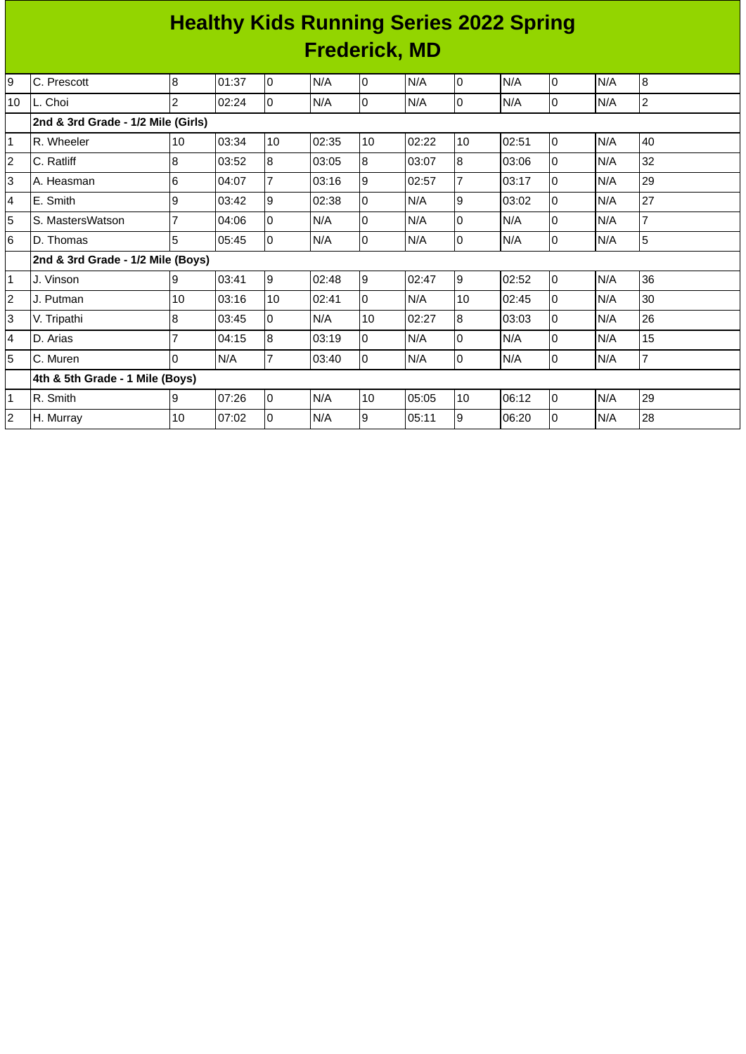# Healthy Kids Running Series 2022 Spring
## Frederick, MD

| | | | | | | | | | | | | |
|---|---|---|---|---|---|---|---|---|---|---|---|---|
| 9 | C. Prescott | 8 | 01:37 | 0 | N/A | 0 | N/A | 0 | N/A | 0 | N/A | 8 |
| 10 | L. Choi | 2 | 02:24 | 0 | N/A | 0 | N/A | 0 | N/A | 0 | N/A | 2 |
| | **2nd & 3rd Grade - 1/2 Mile (Girls)** | | | | | | | | | | | |
| 1 | R. Wheeler | 10 | 03:34 | 10 | 02:35 | 10 | 02:22 | 10 | 02:51 | 0 | N/A | 40 |
| 2 | C. Ratliff | 8 | 03:52 | 8 | 03:05 | 8 | 03:07 | 8 | 03:06 | 0 | N/A | 32 |
| 3 | A. Heasman | 6 | 04:07 | 7 | 03:16 | 9 | 02:57 | 7 | 03:17 | 0 | N/A | 29 |
| 4 | E. Smith | 9 | 03:42 | 9 | 02:38 | 0 | N/A | 9 | 03:02 | 0 | N/A | 27 |
| 5 | S. MastersWatson | 7 | 04:06 | 0 | N/A | 0 | N/A | 0 | N/A | 0 | N/A | 7 |
| 6 | D. Thomas | 5 | 05:45 | 0 | N/A | 0 | N/A | 0 | N/A | 0 | N/A | 5 |
| | **2nd & 3rd Grade - 1/2 Mile (Boys)** | | | | | | | | | | | |
| 1 | J. Vinson | 9 | 03:41 | 9 | 02:48 | 9 | 02:47 | 9 | 02:52 | 0 | N/A | 36 |
| 2 | J. Putman | 10 | 03:16 | 10 | 02:41 | 0 | N/A | 10 | 02:45 | 0 | N/A | 30 |
| 3 | V. Tripathi | 8 | 03:45 | 0 | N/A | 10 | 02:27 | 8 | 03:03 | 0 | N/A | 26 |
| 4 | D. Arias | 7 | 04:15 | 8 | 03:19 | 0 | N/A | 0 | N/A | 0 | N/A | 15 |
| 5 | C. Muren | 0 | N/A | 7 | 03:40 | 0 | N/A | 0 | N/A | 0 | N/A | 7 |
| | **4th & 5th Grade - 1 Mile (Boys)** | | | | | | | | | | | |
| 1 | R. Smith | 9 | 07:26 | 0 | N/A | 10 | 05:05 | 10 | 06:12 | 0 | N/A | 29 |
| 2 | H. Murray | 10 | 07:02 | 0 | N/A | 9 | 05:11 | 9 | 06:20 | 0 | N/A | 28 |